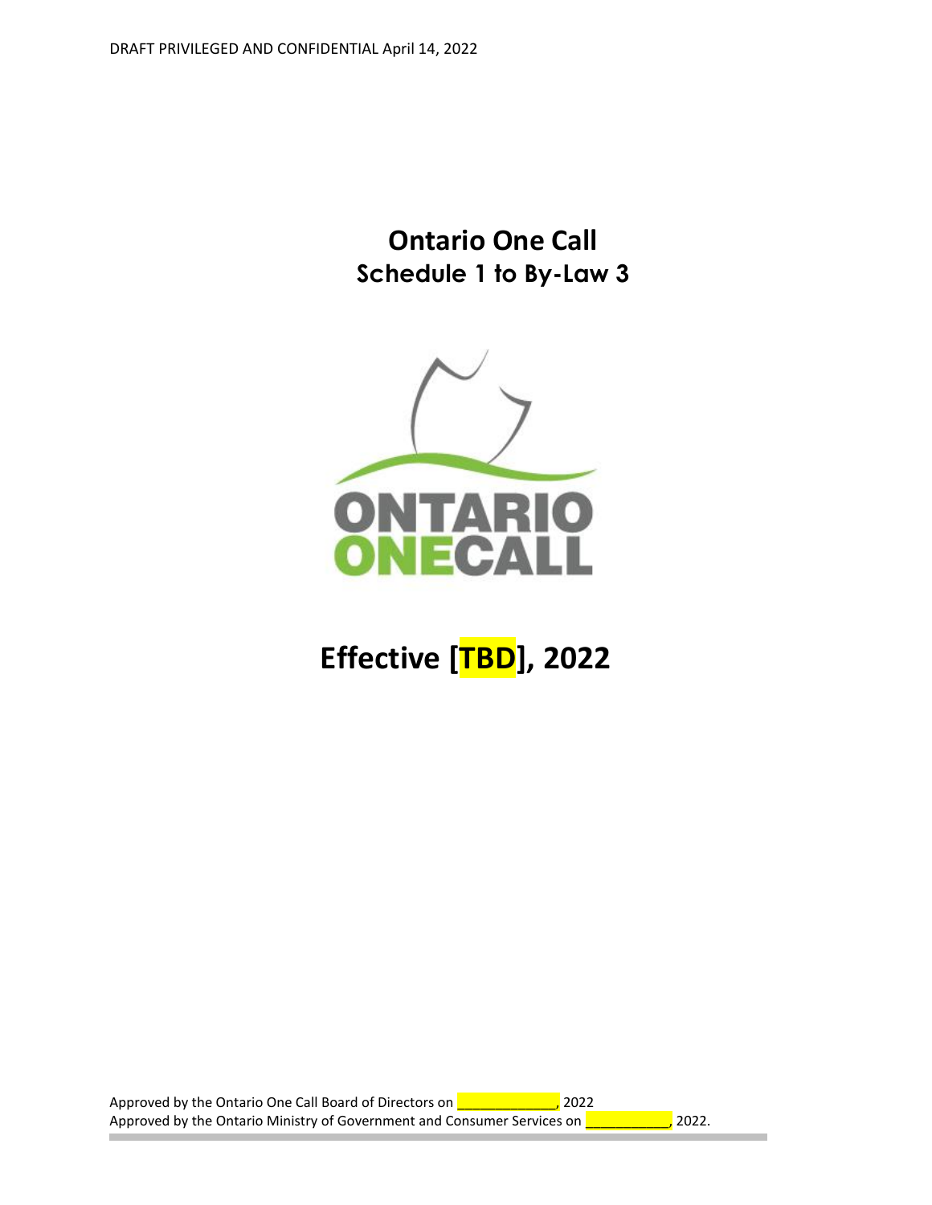DRAFT PRIVILEGED AND CONFIDENTIAL April 14, 2022

# Ontario One Call
## Schedule 1 to By-Law 3

# Effective [TBD], 2022

Approved by the Ontario One Call Board of Directors on ____________, 2022
Approved by the Ontario Ministry of Government and Consumer Services on __________, 2022.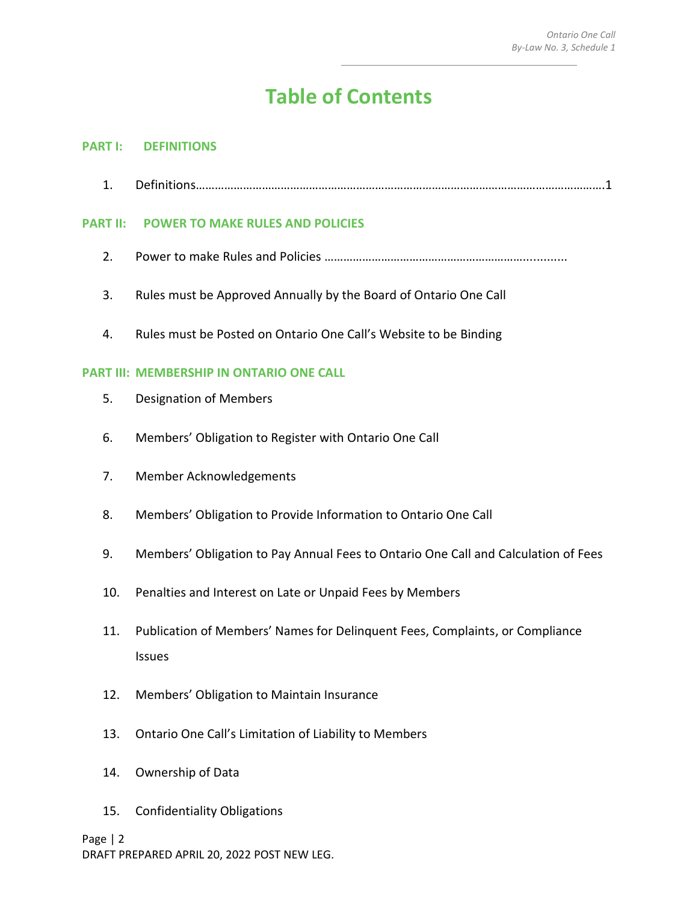# Table of Contents

## PART I: DEFINITIONS

1. Definitions……………………………………………………………………………………………………………….1

## PART II: POWER TO MAKE RULES AND POLICIES

2. Power to make Rules and Policies …………………………………………………….........
3. Rules must be Approved Annually by the Board of Ontario One Call
4. Rules must be Posted on Ontario One Call's Website to be Binding

## PART III: MEMBERSHIP IN ONTARIO ONE CALL

5. Designation of Members
6. Members' Obligation to Register with Ontario One Call
7. Member Acknowledgements
8. Members' Obligation to Provide Information to Ontario One Call
9. Members' Obligation to Pay Annual Fees to Ontario One Call and Calculation of Fees
10. Penalties and Interest on Late or Unpaid Fees by Members
11. Publication of Members' Names for Delinquent Fees, Complaints, or Compliance Issues
12. Members' Obligation to Maintain Insurance
13. Ontario One Call's Limitation of Liability to Members
14. Ownership of Data
15. Confidentiality Obligations

DRAFT PREPARED APRIL 20, 2022 POST NEW LEG.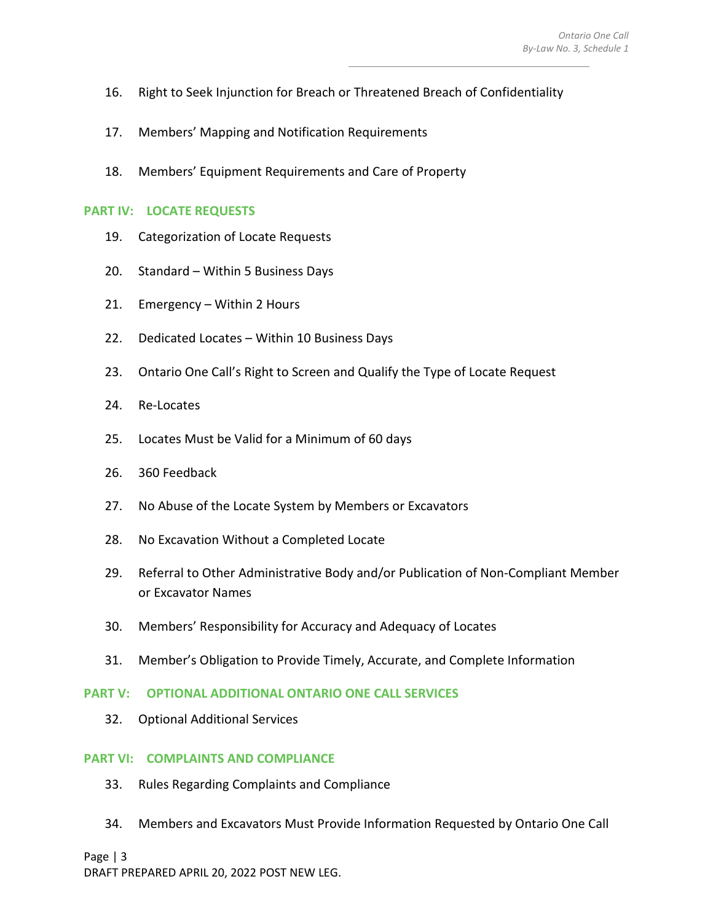16. Right to Seek Injunction for Breach or Threatened Breach of Confidentiality

17. Members' Mapping and Notification Requirements

18. Members' Equipment Requirements and Care of Property

## PART IV: LOCATE REQUESTS

19. Categorization of Locate Requests

20. Standard – Within 5 Business Days

21. Emergency – Within 2 Hours

22. Dedicated Locates – Within 10 Business Days

23. Ontario One Call's Right to Screen and Qualify the Type of Locate Request

24. Re-Locates

25. Locates Must be Valid for a Minimum of 60 days

26. 360 Feedback

27. No Abuse of the Locate System by Members or Excavators

28. No Excavation Without a Completed Locate

29. Referral to Other Administrative Body and/or Publication of Non-Compliant Member or Excavator Names

30. Members' Responsibility for Accuracy and Adequacy of Locates

31. Member's Obligation to Provide Timely, Accurate, and Complete Information

## PART V: OPTIONAL ADDITIONAL ONTARIO ONE CALL SERVICES

32. Optional Additional Services

## PART VI: COMPLAINTS AND COMPLIANCE

33. Rules Regarding Complaints and Compliance

34. Members and Excavators Must Provide Information Requested by Ontario One Call

DRAFT PREPARED APRIL 20, 2022 POST NEW LEG.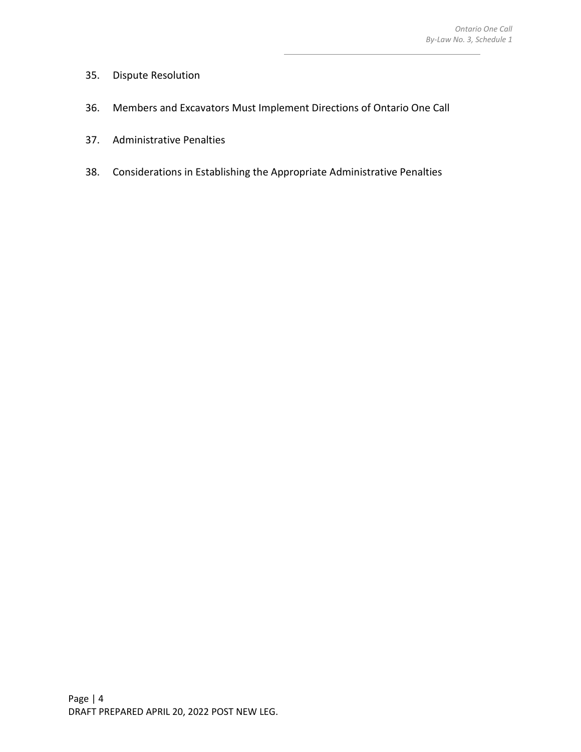35. Dispute Resolution

36. Members and Excavators Must Implement Directions of Ontario One Call

37. Administrative Penalties

38. Considerations in Establishing the Appropriate Administrative Penalties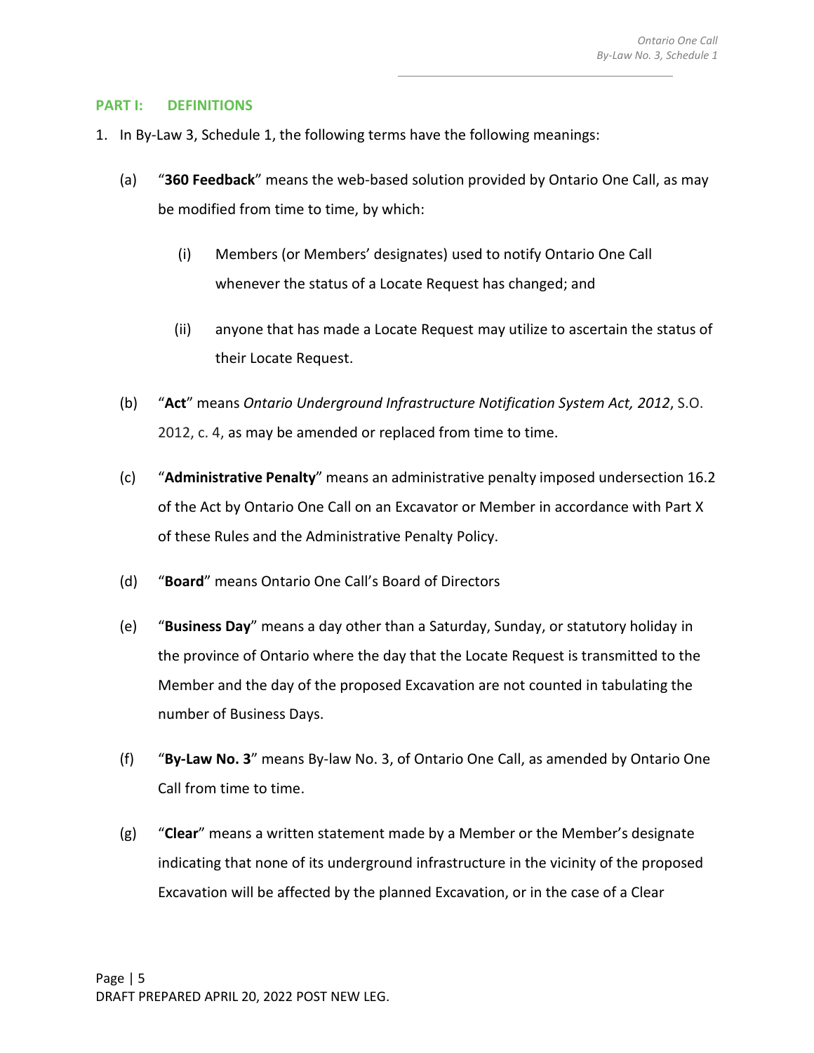## PART I: DEFINITIONS

1. In By-Law 3, Schedule 1, the following terms have the following meanings:

   (a) "**360 Feedback**" means the web-based solution provided by Ontario One Call, as may be modified from time to time, by which:

      (i) Members (or Members' designates) used to notify Ontario One Call whenever the status of a Locate Request has changed; and

      (ii) anyone that has made a Locate Request may utilize to ascertain the status of their Locate Request.

   (b) "**Act**" means *Ontario Underground Infrastructure Notification System Act, 2012*, S.O. 2012, c. 4, as may be amended or replaced from time to time.

   (c) "**Administrative Penalty**" means an administrative penalty imposed undersection 16.2 of the Act by Ontario One Call on an Excavator or Member in accordance with Part X of these Rules and the Administrative Penalty Policy.

   (d) "**Board**" means Ontario One Call's Board of Directors

   (e) "**Business Day**" means a day other than a Saturday, Sunday, or statutory holiday in the province of Ontario where the day that the Locate Request is transmitted to the Member and the day of the proposed Excavation are not counted in tabulating the number of Business Days.

   (f) "**By-Law No. 3**" means By-law No. 3, of Ontario One Call, as amended by Ontario One Call from time to time.

   (g) "**Clear**" means a written statement made by a Member or the Member's designate indicating that none of its underground infrastructure in the vicinity of the proposed Excavation will be affected by the planned Excavation, or in the case of a Clear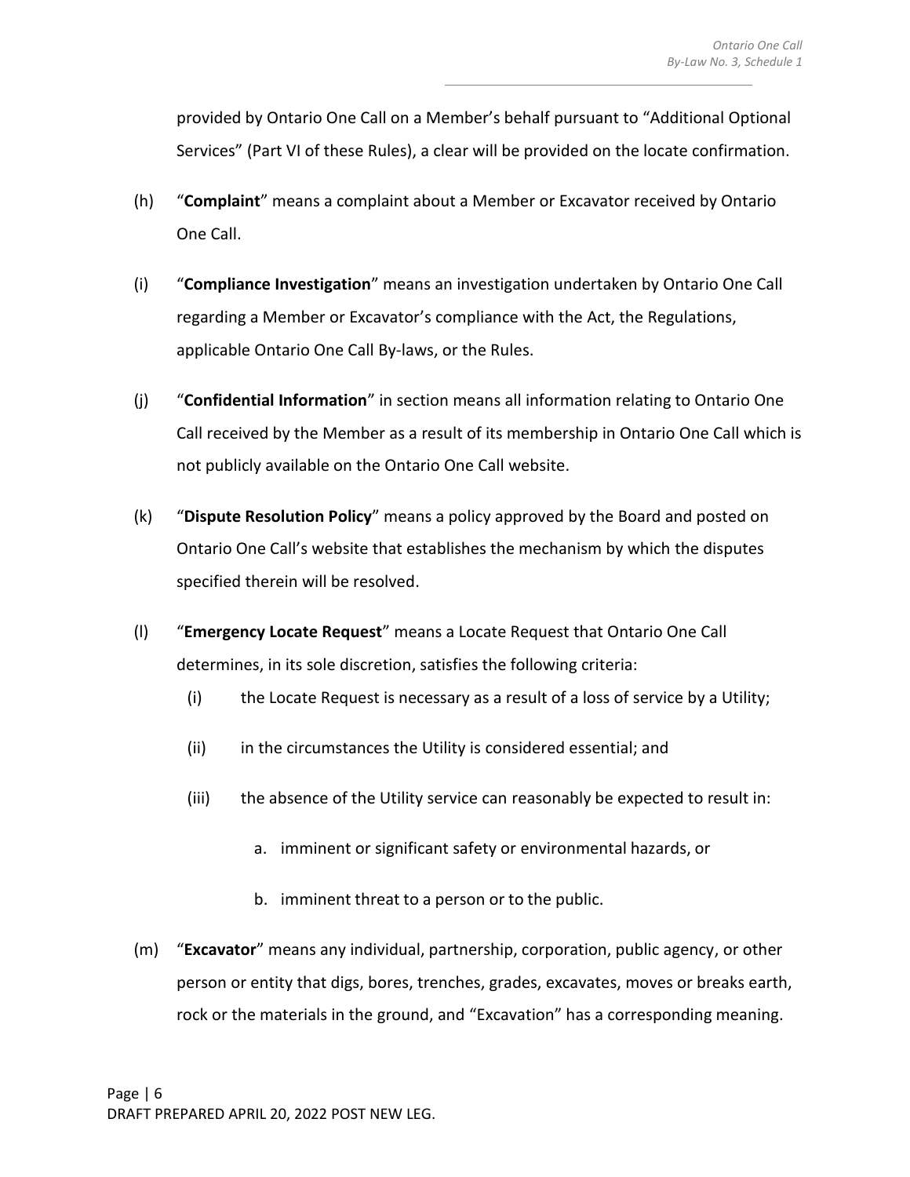provided by Ontario One Call on a Member's behalf pursuant to "Additional Optional Services" (Part VI of these Rules), a clear will be provided on the locate confirmation.

(h) "**Complaint**" means a complaint about a Member or Excavator received by Ontario One Call.

(i) "**Compliance Investigation**" means an investigation undertaken by Ontario One Call regarding a Member or Excavator's compliance with the Act, the Regulations, applicable Ontario One Call By-laws, or the Rules.

(j) "**Confidential Information**" in section means all information relating to Ontario One Call received by the Member as a result of its membership in Ontario One Call which is not publicly available on the Ontario One Call website.

(k) "**Dispute Resolution Policy**" means a policy approved by the Board and posted on Ontario One Call's website that establishes the mechanism by which the disputes specified therein will be resolved.

(l) "**Emergency Locate Request**" means a Locate Request that Ontario One Call determines, in its sole discretion, satisfies the following criteria:

   (i) the Locate Request is necessary as a result of a loss of service by a Utility;

   (ii) in the circumstances the Utility is considered essential; and

   (iii) the absence of the Utility service can reasonably be expected to result in:

      a. imminent or significant safety or environmental hazards, or

      b. imminent threat to a person or to the public.

(m) "**Excavator**" means any individual, partnership, corporation, public agency, or other person or entity that digs, bores, trenches, grades, excavates, moves or breaks earth, rock or the materials in the ground, and "Excavation" has a corresponding meaning.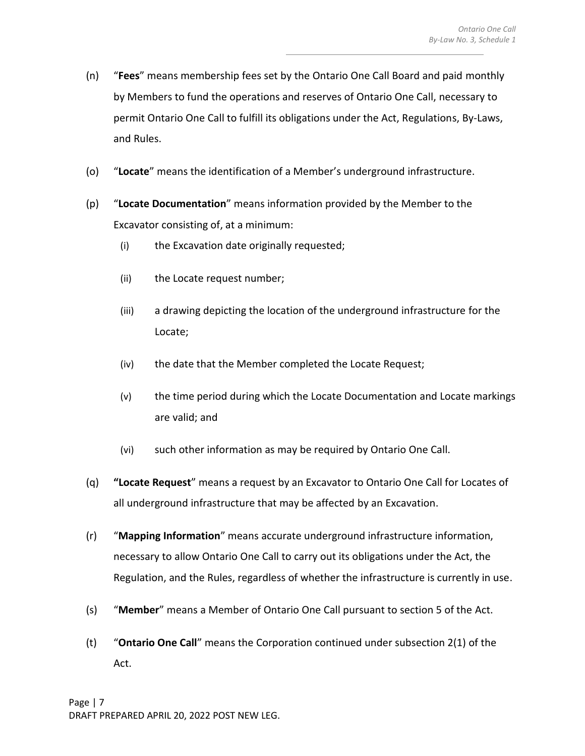(n) "**Fees**" means membership fees set by the Ontario One Call Board and paid monthly by Members to fund the operations and reserves of Ontario One Call, necessary to permit Ontario One Call to fulfill its obligations under the Act, Regulations, By-Laws, and Rules.

(o) "**Locate**" means the identification of a Member's underground infrastructure.

(p) "**Locate Documentation**" means information provided by the Member to the Excavator consisting of, at a minimum:

   (i) the Excavation date originally requested;

   (ii) the Locate request number;

   (iii) a drawing depicting the location of the underground infrastructure for the Locate;

   (iv) the date that the Member completed the Locate Request;

   (v) the time period during which the Locate Documentation and Locate markings are valid; and

   (vi) such other information as may be required by Ontario One Call.

(q) "**Locate Request**" means a request by an Excavator to Ontario One Call for Locates of all underground infrastructure that may be affected by an Excavation.

(r) "**Mapping Information**" means accurate underground infrastructure information, necessary to allow Ontario One Call to carry out its obligations under the Act, the Regulation, and the Rules, regardless of whether the infrastructure is currently in use.

(s) "**Member**" means a Member of Ontario One Call pursuant to section 5 of the Act.

(t) "**Ontario One Call**" means the Corporation continued under subsection 2(1) of the Act.

DRAFT PREPARED APRIL 20, 2022 POST NEW LEG.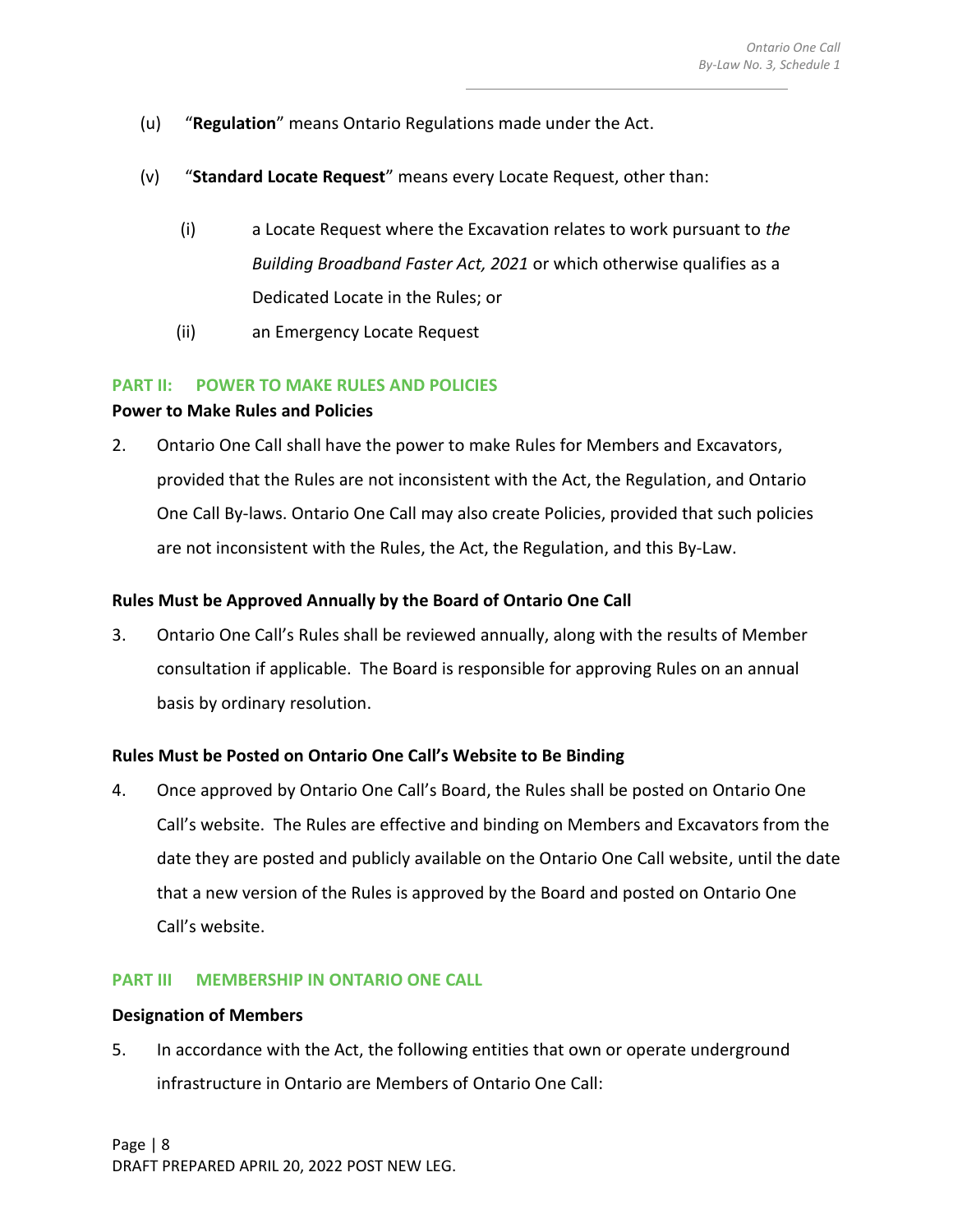(u) "**Regulation**" means Ontario Regulations made under the Act.

(v) "**Standard Locate Request**" means every Locate Request, other than:

(i) a Locate Request where the Excavation relates to work pursuant to *the Building Broadband Faster Act, 2021* or which otherwise qualifies as a Dedicated Locate in the Rules; or

(ii) an Emergency Locate Request

## PART II: POWER TO MAKE RULES AND POLICIES

### Power to Make Rules and Policies

2. Ontario One Call shall have the power to make Rules for Members and Excavators, provided that the Rules are not inconsistent with the Act, the Regulation, and Ontario One Call By-laws. Ontario One Call may also create Policies, provided that such policies are not inconsistent with the Rules, the Act, the Regulation, and this By-Law.

### Rules Must be Approved Annually by the Board of Ontario One Call

3. Ontario One Call's Rules shall be reviewed annually, along with the results of Member consultation if applicable. The Board is responsible for approving Rules on an annual basis by ordinary resolution.

### Rules Must be Posted on Ontario One Call's Website to Be Binding

4. Once approved by Ontario One Call's Board, the Rules shall be posted on Ontario One Call's website. The Rules are effective and binding on Members and Excavators from the date they are posted and publicly available on the Ontario One Call website, until the date that a new version of the Rules is approved by the Board and posted on Ontario One Call's website.

## PART III MEMBERSHIP IN ONTARIO ONE CALL

### Designation of Members

5. In accordance with the Act, the following entities that own or operate underground infrastructure in Ontario are Members of Ontario One Call:

DRAFT PREPARED APRIL 20, 2022 POST NEW LEG.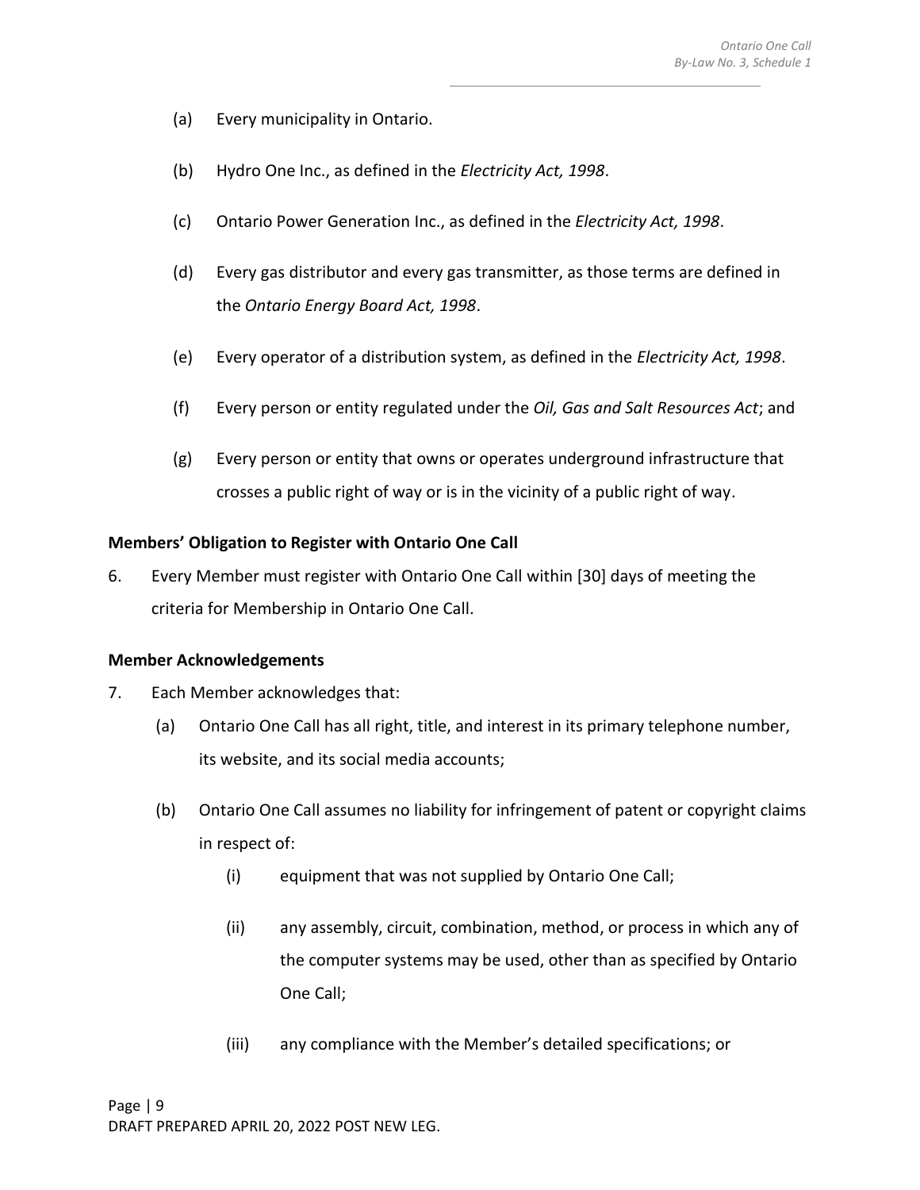(a) Every municipality in Ontario.

(b) Hydro One Inc., as defined in the *Electricity Act, 1998*.

(c) Ontario Power Generation Inc., as defined in the *Electricity Act, 1998*.

(d) Every gas distributor and every gas transmitter, as those terms are defined in the *Ontario Energy Board Act, 1998*.

(e) Every operator of a distribution system, as defined in the *Electricity Act, 1998*.

(f) Every person or entity regulated under the *Oil, Gas and Salt Resources Act*; and

(g) Every person or entity that owns or operates underground infrastructure that crosses a public right of way or is in the vicinity of a public right of way.

**Members' Obligation to Register with Ontario One Call**

6. Every Member must register with Ontario One Call within [30] days of meeting the criteria for Membership in Ontario One Call.

**Member Acknowledgements**

7. Each Member acknowledges that:

   (a) Ontario One Call has all right, title, and interest in its primary telephone number, its website, and its social media accounts;

   (b) Ontario One Call assumes no liability for infringement of patent or copyright claims in respect of:

      (i) equipment that was not supplied by Ontario One Call;

      (ii) any assembly, circuit, combination, method, or process in which any of the computer systems may be used, other than as specified by Ontario One Call;

      (iii) any compliance with the Member's detailed specifications; or

DRAFT PREPARED APRIL 20, 2022 POST NEW LEG.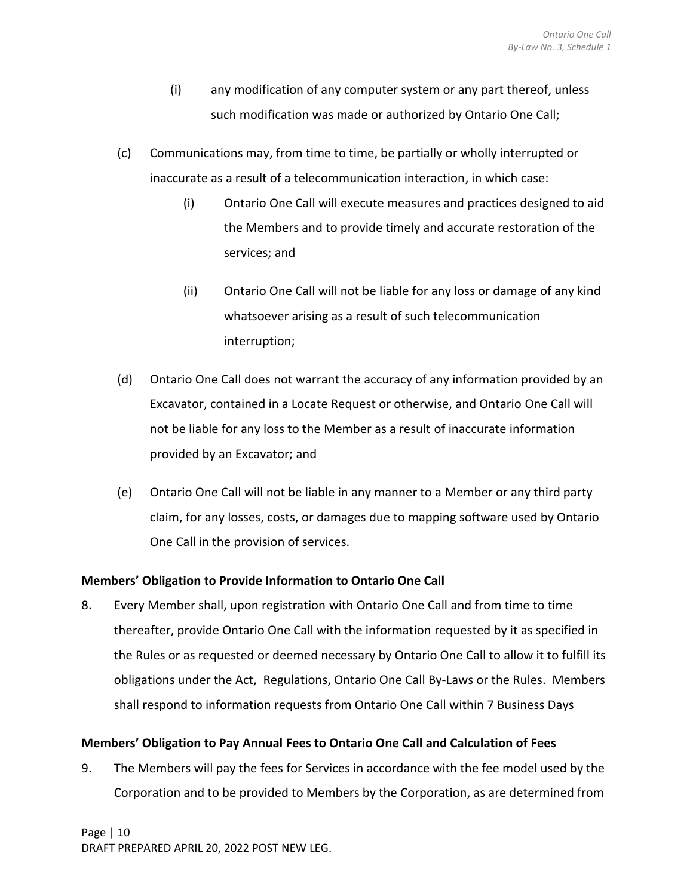(i) any modification of any computer system or any part thereof, unless such modification was made or authorized by Ontario One Call;

(c) Communications may, from time to time, be partially or wholly interrupted or inaccurate as a result of a telecommunication interaction, in which case:

(i) Ontario One Call will execute measures and practices designed to aid the Members and to provide timely and accurate restoration of the services; and

(ii) Ontario One Call will not be liable for any loss or damage of any kind whatsoever arising as a result of such telecommunication interruption;

(d) Ontario One Call does not warrant the accuracy of any information provided by an Excavator, contained in a Locate Request or otherwise, and Ontario One Call will not be liable for any loss to the Member as a result of inaccurate information provided by an Excavator; and

(e) Ontario One Call will not be liable in any manner to a Member or any third party claim, for any losses, costs, or damages due to mapping software used by Ontario One Call in the provision of services.

**Members' Obligation to Provide Information to Ontario One Call**

8. Every Member shall, upon registration with Ontario One Call and from time to time thereafter, provide Ontario One Call with the information requested by it as specified in the Rules or as requested or deemed necessary by Ontario One Call to allow it to fulfill its obligations under the Act, Regulations, Ontario One Call By-Laws or the Rules. Members shall respond to information requests from Ontario One Call within 7 Business Days

**Members' Obligation to Pay Annual Fees to Ontario One Call and Calculation of Fees**

9. The Members will pay the fees for Services in accordance with the fee model used by the Corporation and to be provided to Members by the Corporation, as are determined from

DRAFT PREPARED APRIL 20, 2022 POST NEW LEG.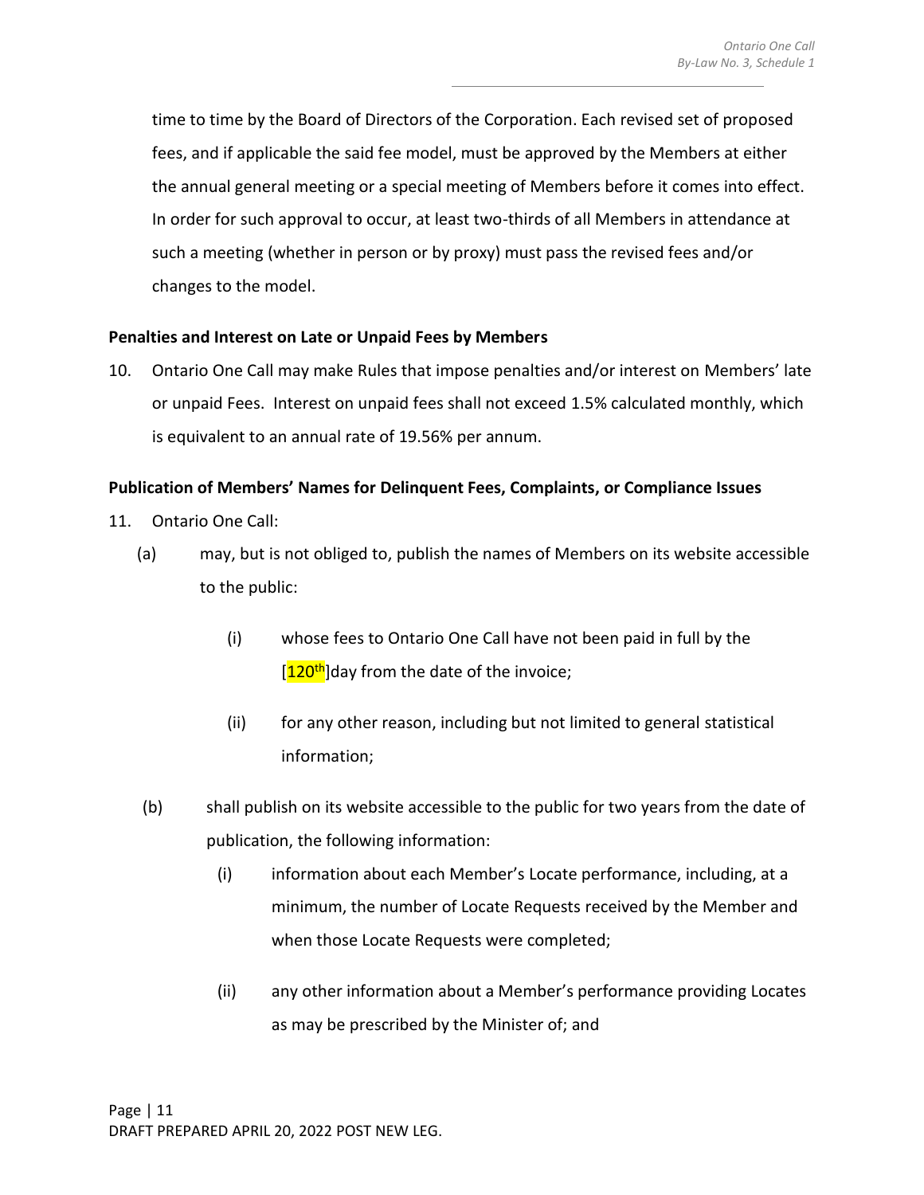time to time by the Board of Directors of the Corporation. Each revised set of proposed fees, and if applicable the said fee model, must be approved by the Members at either the annual general meeting or a special meeting of Members before it comes into effect. In order for such approval to occur, at least two-thirds of all Members in attendance at such a meeting (whether in person or by proxy) must pass the revised fees and/or changes to the model.

**Penalties and Interest on Late or Unpaid Fees by Members**

10. Ontario One Call may make Rules that impose penalties and/or interest on Members' late or unpaid Fees. Interest on unpaid fees shall not exceed 1.5% calculated monthly, which is equivalent to an annual rate of 19.56% per annum.

**Publication of Members' Names for Delinquent Fees, Complaints, or Compliance Issues**

11. Ontario One Call:

  (a) may, but is not obliged to, publish the names of Members on its website accessible to the public:

    (i) whose fees to Ontario One Call have not been paid in full by the [120th]day from the date of the invoice;

    (ii) for any other reason, including but not limited to general statistical information;

  (b) shall publish on its website accessible to the public for two years from the date of publication, the following information:

    (i) information about each Member's Locate performance, including, at a minimum, the number of Locate Requests received by the Member and when those Locate Requests were completed;

    (ii) any other information about a Member's performance providing Locates as may be prescribed by the Minister of; and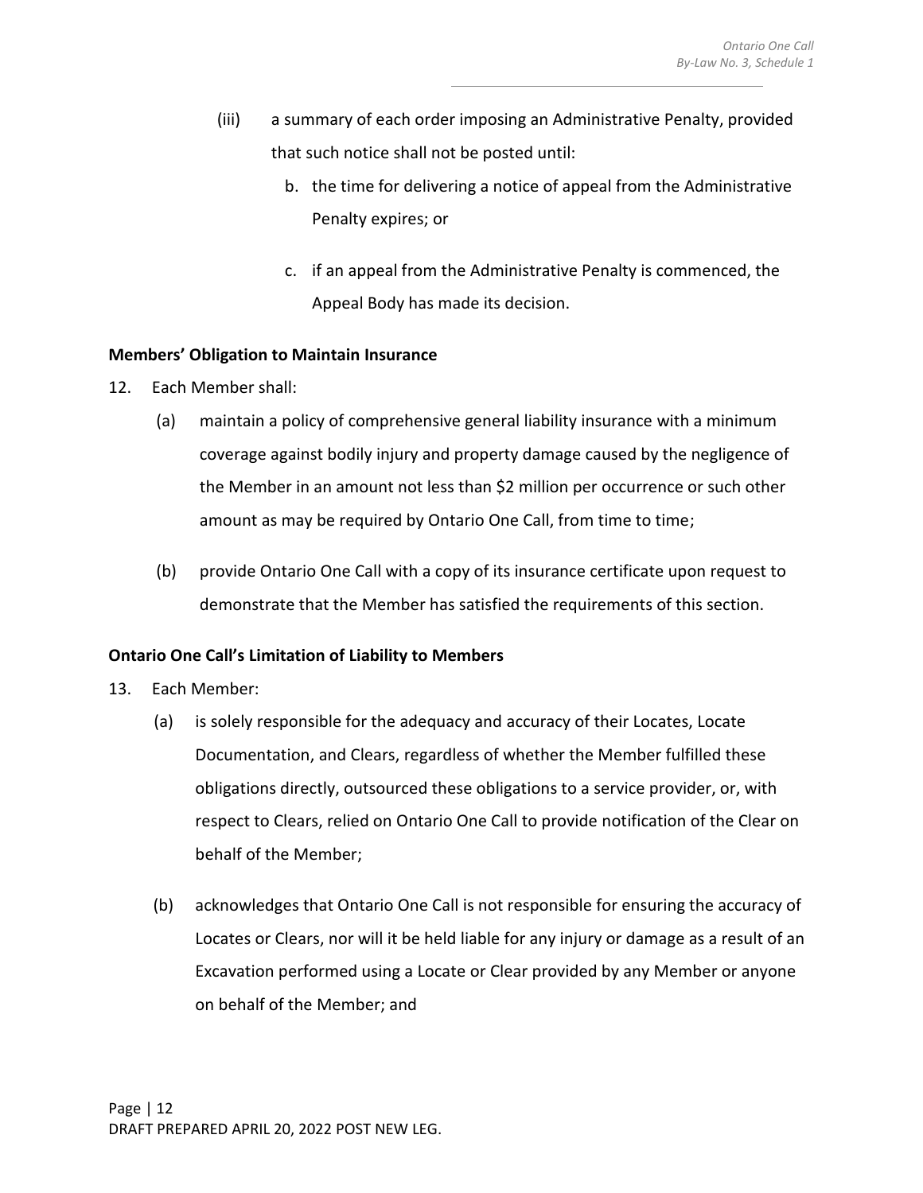(iii) a summary of each order imposing an Administrative Penalty, provided that such notice shall not be posted until:

b. the time for delivering a notice of appeal from the Administrative Penalty expires; or

c. if an appeal from the Administrative Penalty is commenced, the Appeal Body has made its decision.

**Members' Obligation to Maintain Insurance**

12. Each Member shall:

(a) maintain a policy of comprehensive general liability insurance with a minimum coverage against bodily injury and property damage caused by the negligence of the Member in an amount not less than $2 million per occurrence or such other amount as may be required by Ontario One Call, from time to time;

(b) provide Ontario One Call with a copy of its insurance certificate upon request to demonstrate that the Member has satisfied the requirements of this section.

**Ontario One Call's Limitation of Liability to Members**

13. Each Member:

(a) is solely responsible for the adequacy and accuracy of their Locates, Locate Documentation, and Clears, regardless of whether the Member fulfilled these obligations directly, outsourced these obligations to a service provider, or, with respect to Clears, relied on Ontario One Call to provide notification of the Clear on behalf of the Member;

(b) acknowledges that Ontario One Call is not responsible for ensuring the accuracy of Locates or Clears, nor will it be held liable for any injury or damage as a result of an Excavation performed using a Locate or Clear provided by any Member or anyone on behalf of the Member; and

DRAFT PREPARED APRIL 20, 2022 POST NEW LEG.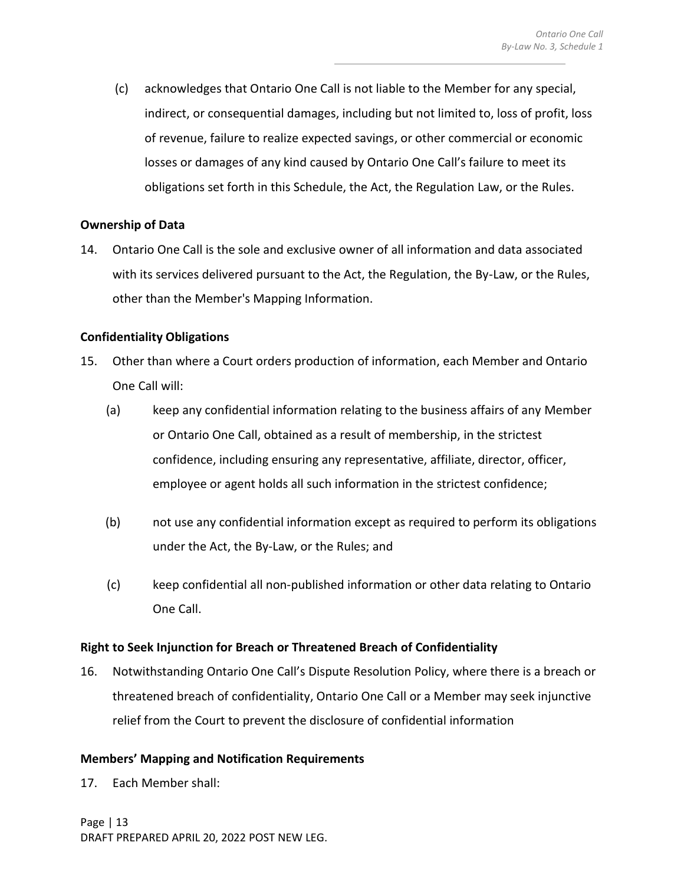(c) acknowledges that Ontario One Call is not liable to the Member for any special, indirect, or consequential damages, including but not limited to, loss of profit, loss of revenue, failure to realize expected savings, or other commercial or economic losses or damages of any kind caused by Ontario One Call's failure to meet its obligations set forth in this Schedule, the Act, the Regulation Law, or the Rules.

**Ownership of Data**

14. Ontario One Call is the sole and exclusive owner of all information and data associated with its services delivered pursuant to the Act, the Regulation, the By-Law, or the Rules, other than the Member's Mapping Information.

**Confidentiality Obligations**

15. Other than where a Court orders production of information, each Member and Ontario One Call will:

    (a) keep any confidential information relating to the business affairs of any Member or Ontario One Call, obtained as a result of membership, in the strictest confidence, including ensuring any representative, affiliate, director, officer, employee or agent holds all such information in the strictest confidence;

    (b) not use any confidential information except as required to perform its obligations under the Act, the By-Law, or the Rules; and

    (c) keep confidential all non-published information or other data relating to Ontario One Call.

**Right to Seek Injunction for Breach or Threatened Breach of Confidentiality**

16. Notwithstanding Ontario One Call's Dispute Resolution Policy, where there is a breach or threatened breach of confidentiality, Ontario One Call or a Member may seek injunctive relief from the Court to prevent the disclosure of confidential information

**Members' Mapping and Notification Requirements**

17. Each Member shall: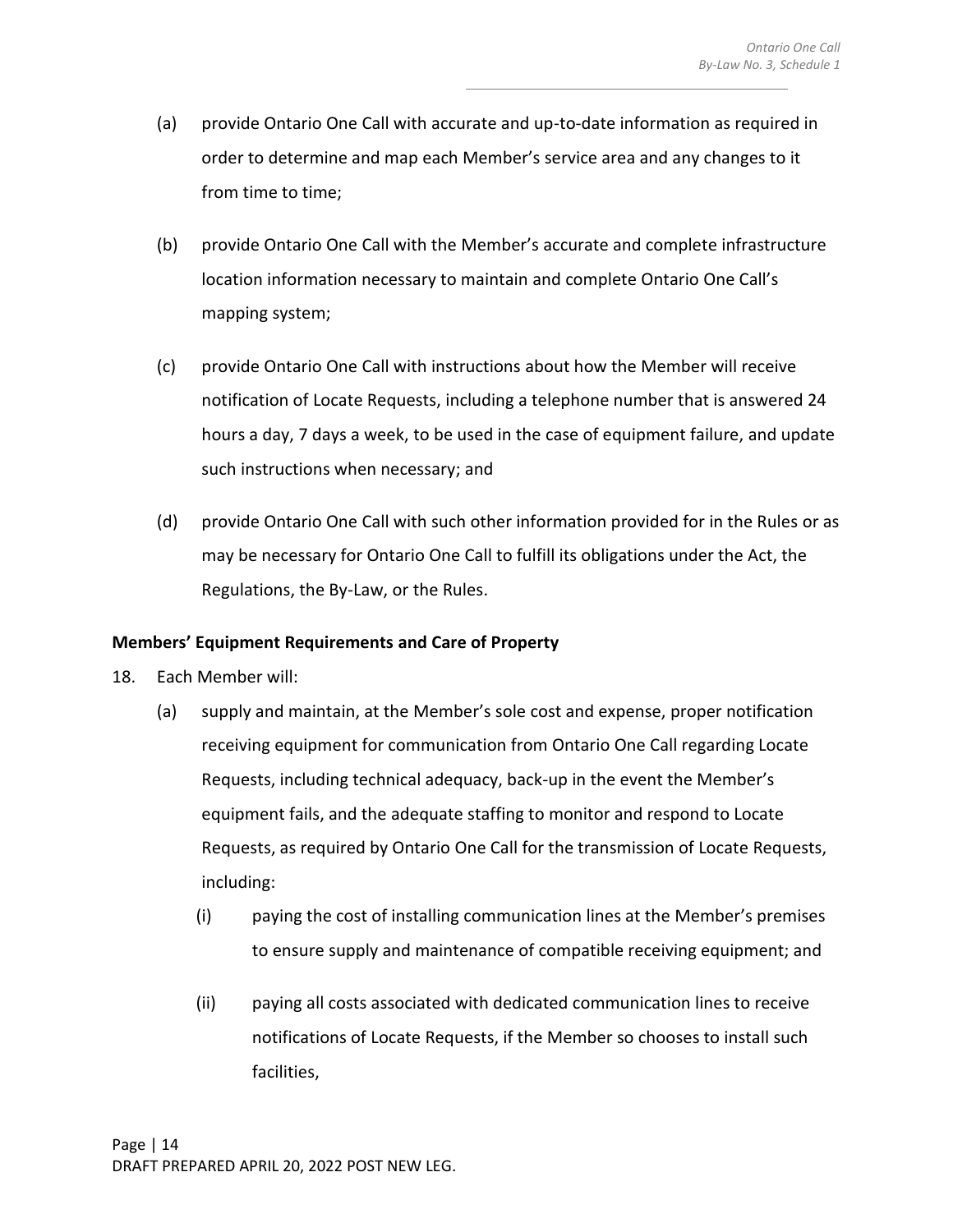(a) provide Ontario One Call with accurate and up-to-date information as required in order to determine and map each Member's service area and any changes to it from time to time;

(b) provide Ontario One Call with the Member's accurate and complete infrastructure location information necessary to maintain and complete Ontario One Call's mapping system;

(c) provide Ontario One Call with instructions about how the Member will receive notification of Locate Requests, including a telephone number that is answered 24 hours a day, 7 days a week, to be used in the case of equipment failure, and update such instructions when necessary; and

(d) provide Ontario One Call with such other information provided for in the Rules or as may be necessary for Ontario One Call to fulfill its obligations under the Act, the Regulations, the By-Law, or the Rules.

**Members' Equipment Requirements and Care of Property**

18. Each Member will:

    (a) supply and maintain, at the Member's sole cost and expense, proper notification receiving equipment for communication from Ontario One Call regarding Locate Requests, including technical adequacy, back-up in the event the Member's equipment fails, and the adequate staffing to monitor and respond to Locate Requests, as required by Ontario One Call for the transmission of Locate Requests, including:

        (i) paying the cost of installing communication lines at the Member's premises to ensure supply and maintenance of compatible receiving equipment; and

        (ii) paying all costs associated with dedicated communication lines to receive notifications of Locate Requests, if the Member so chooses to install such facilities,

DRAFT PREPARED APRIL 20, 2022 POST NEW LEG.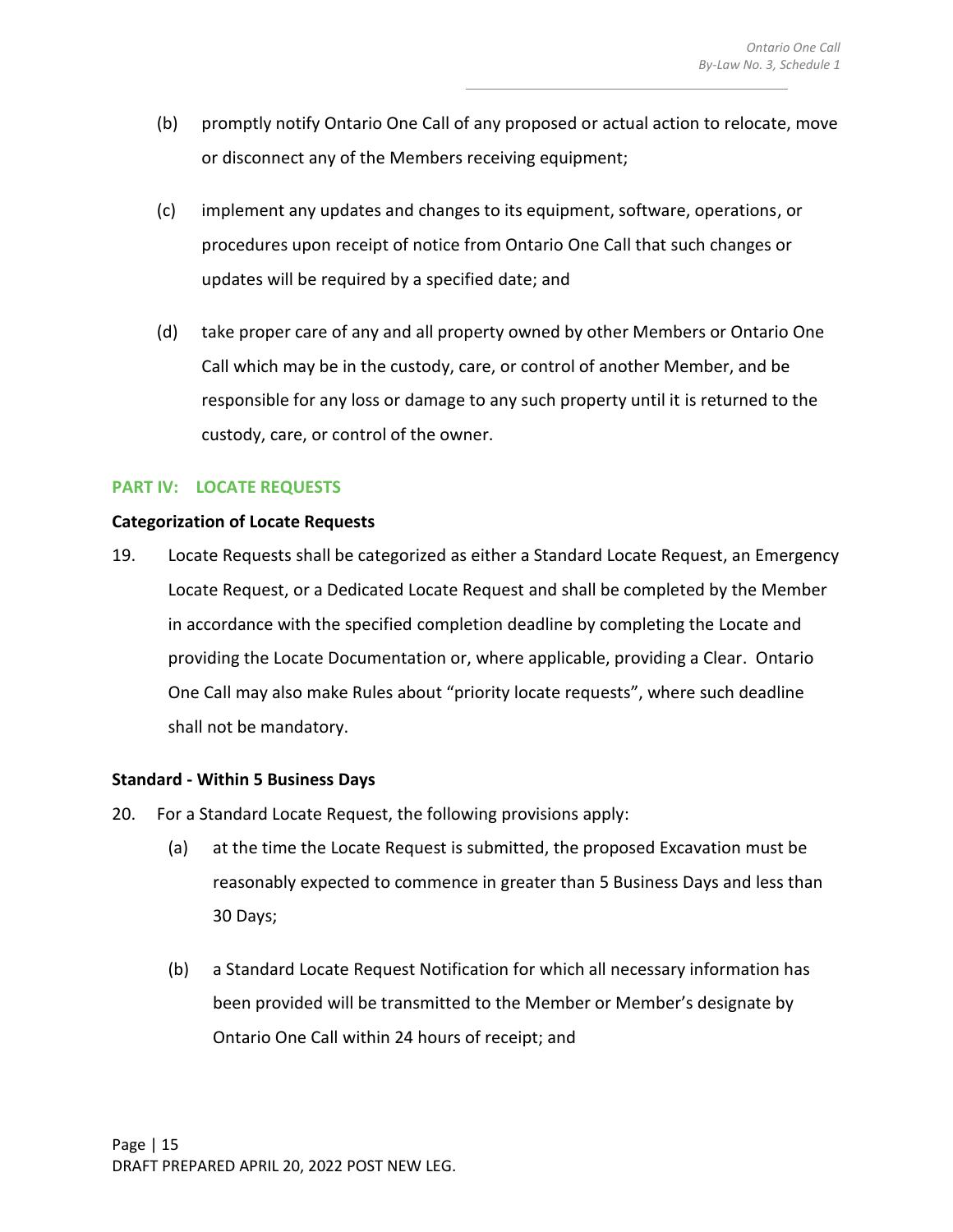(b) promptly notify Ontario One Call of any proposed or actual action to relocate, move or disconnect any of the Members receiving equipment;

(c) implement any updates and changes to its equipment, software, operations, or procedures upon receipt of notice from Ontario One Call that such changes or updates will be required by a specified date; and

(d) take proper care of any and all property owned by other Members or Ontario One Call which may be in the custody, care, or control of another Member, and be responsible for any loss or damage to any such property until it is returned to the custody, care, or control of the owner.

## PART IV: LOCATE REQUESTS

**Categorization of Locate Requests**

19. Locate Requests shall be categorized as either a Standard Locate Request, an Emergency Locate Request, or a Dedicated Locate Request and shall be completed by the Member in accordance with the specified completion deadline by completing the Locate and providing the Locate Documentation or, where applicable, providing a Clear. Ontario One Call may also make Rules about "priority locate requests", where such deadline shall not be mandatory.

**Standard - Within 5 Business Days**

20. For a Standard Locate Request, the following provisions apply:

    (a) at the time the Locate Request is submitted, the proposed Excavation must be reasonably expected to commence in greater than 5 Business Days and less than 30 Days;

    (b) a Standard Locate Request Notification for which all necessary information has been provided will be transmitted to the Member or Member's designate by Ontario One Call within 24 hours of receipt; and

DRAFT PREPARED APRIL 20, 2022 POST NEW LEG.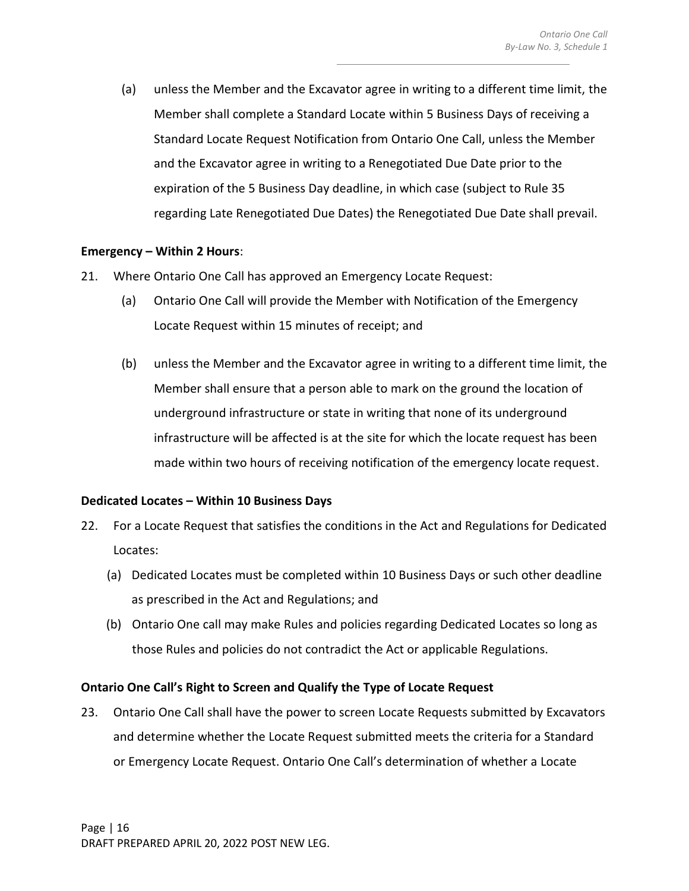(a) unless the Member and the Excavator agree in writing to a different time limit, the Member shall complete a Standard Locate within 5 Business Days of receiving a Standard Locate Request Notification from Ontario One Call, unless the Member and the Excavator agree in writing to a Renegotiated Due Date prior to the expiration of the 5 Business Day deadline, in which case (subject to Rule 35 regarding Late Renegotiated Due Dates) the Renegotiated Due Date shall prevail.

**Emergency – Within 2 Hours**:

21. Where Ontario One Call has approved an Emergency Locate Request:

    (a) Ontario One Call will provide the Member with Notification of the Emergency Locate Request within 15 minutes of receipt; and

    (b) unless the Member and the Excavator agree in writing to a different time limit, the Member shall ensure that a person able to mark on the ground the location of underground infrastructure or state in writing that none of its underground infrastructure will be affected is at the site for which the locate request has been made within two hours of receiving notification of the emergency locate request.

**Dedicated Locates – Within 10 Business Days**

22. For a Locate Request that satisfies the conditions in the Act and Regulations for Dedicated Locates:

    (a) Dedicated Locates must be completed within 10 Business Days or such other deadline as prescribed in the Act and Regulations; and

    (b) Ontario One call may make Rules and policies regarding Dedicated Locates so long as those Rules and policies do not contradict the Act or applicable Regulations.

**Ontario One Call's Right to Screen and Qualify the Type of Locate Request**

23. Ontario One Call shall have the power to screen Locate Requests submitted by Excavators and determine whether the Locate Request submitted meets the criteria for a Standard or Emergency Locate Request. Ontario One Call's determination of whether a Locate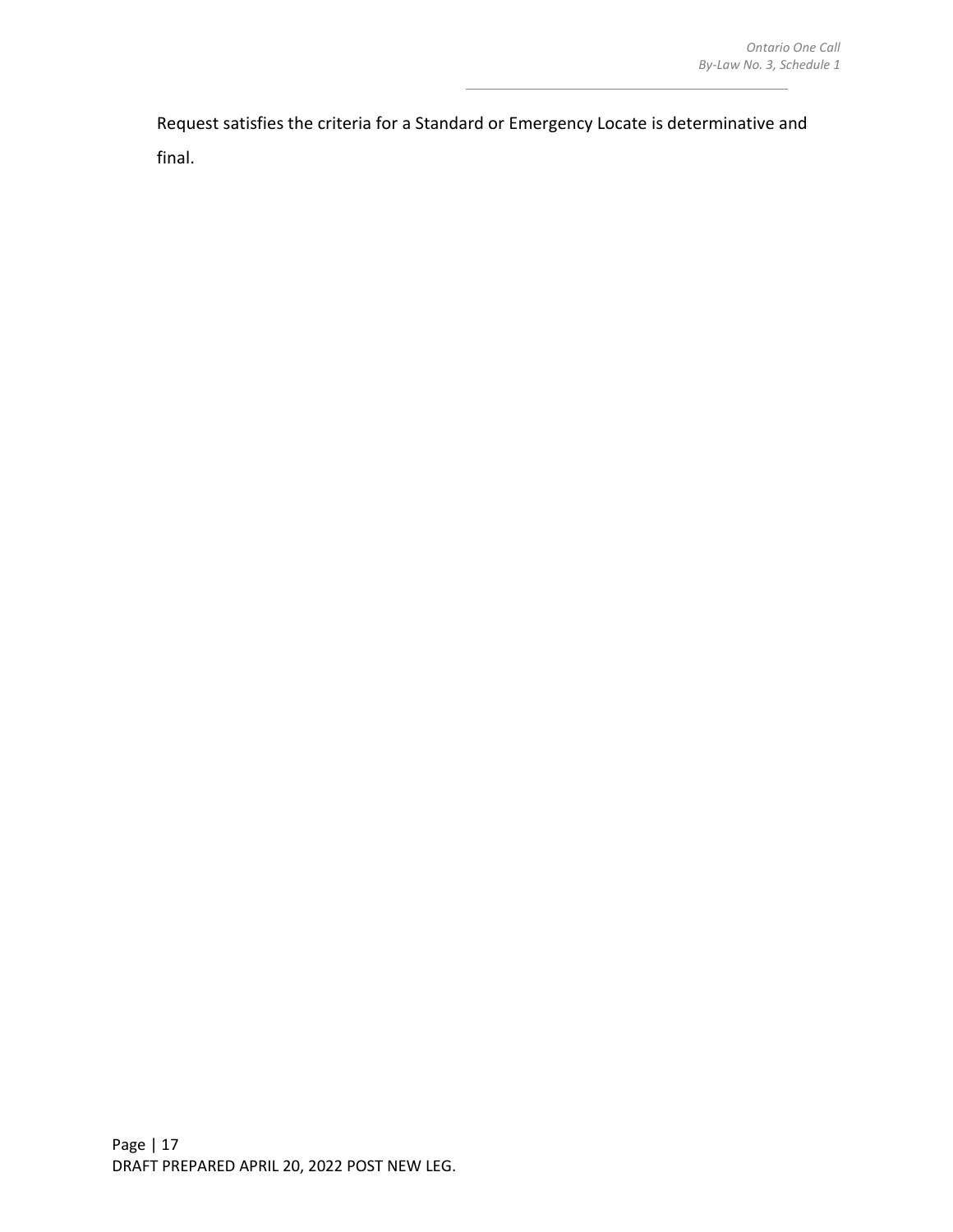Request satisfies the criteria for a Standard or Emergency Locate is determinative and final.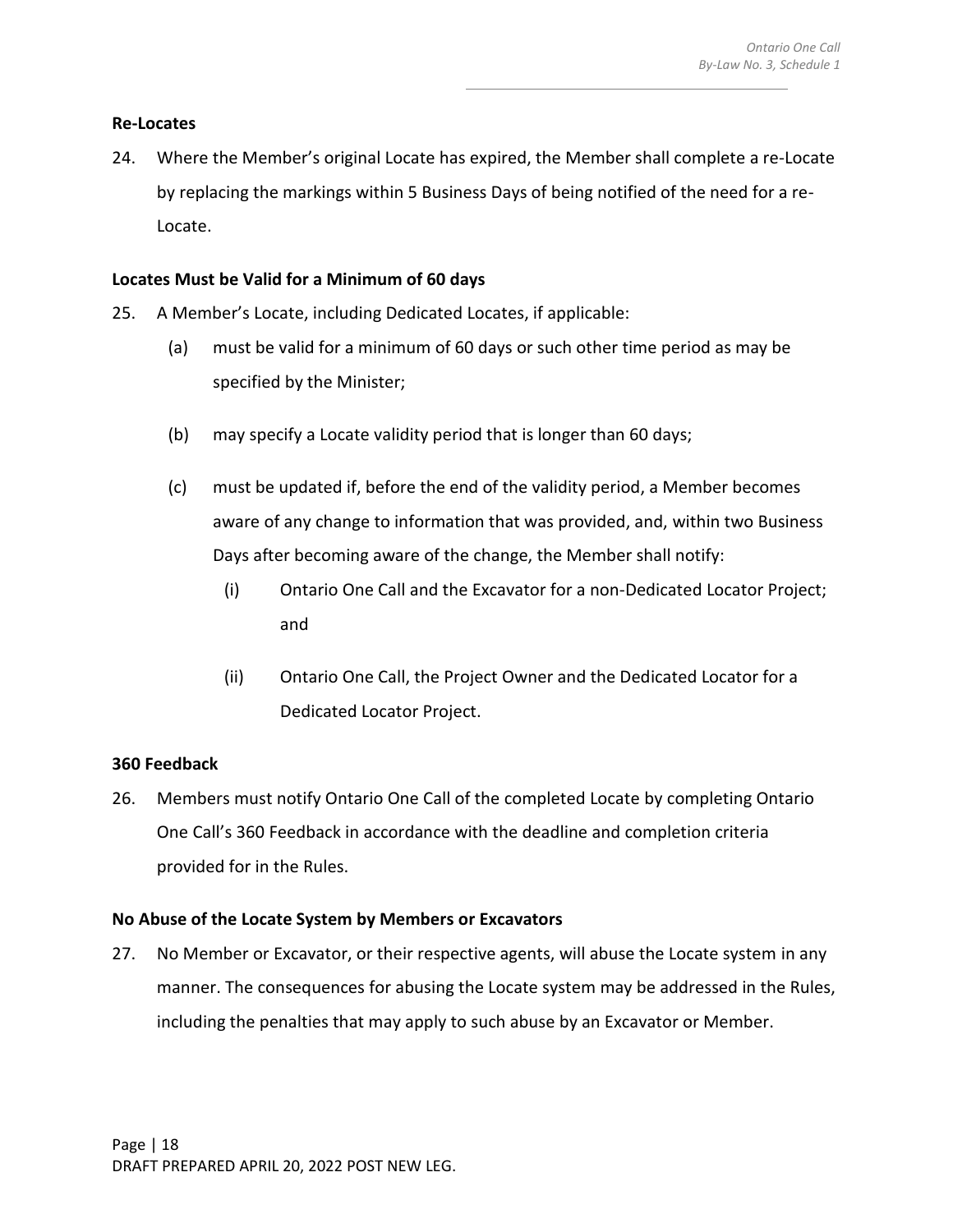**Re-Locates**

24. Where the Member's original Locate has expired, the Member shall complete a re-Locate by replacing the markings within 5 Business Days of being notified of the need for a re-Locate.

**Locates Must be Valid for a Minimum of 60 days**

25. A Member's Locate, including Dedicated Locates, if applicable:

    (a) must be valid for a minimum of 60 days or such other time period as may be specified by the Minister;

    (b) may specify a Locate validity period that is longer than 60 days;

    (c) must be updated if, before the end of the validity period, a Member becomes aware of any change to information that was provided, and, within two Business Days after becoming aware of the change, the Member shall notify:

        (i) Ontario One Call and the Excavator for a non-Dedicated Locator Project; and

        (ii) Ontario One Call, the Project Owner and the Dedicated Locator for a Dedicated Locator Project.

**360 Feedback**

26. Members must notify Ontario One Call of the completed Locate by completing Ontario One Call's 360 Feedback in accordance with the deadline and completion criteria provided for in the Rules.

**No Abuse of the Locate System by Members or Excavators**

27. No Member or Excavator, or their respective agents, will abuse the Locate system in any manner. The consequences for abusing the Locate system may be addressed in the Rules, including the penalties that may apply to such abuse by an Excavator or Member.

DRAFT PREPARED APRIL 20, 2022 POST NEW LEG.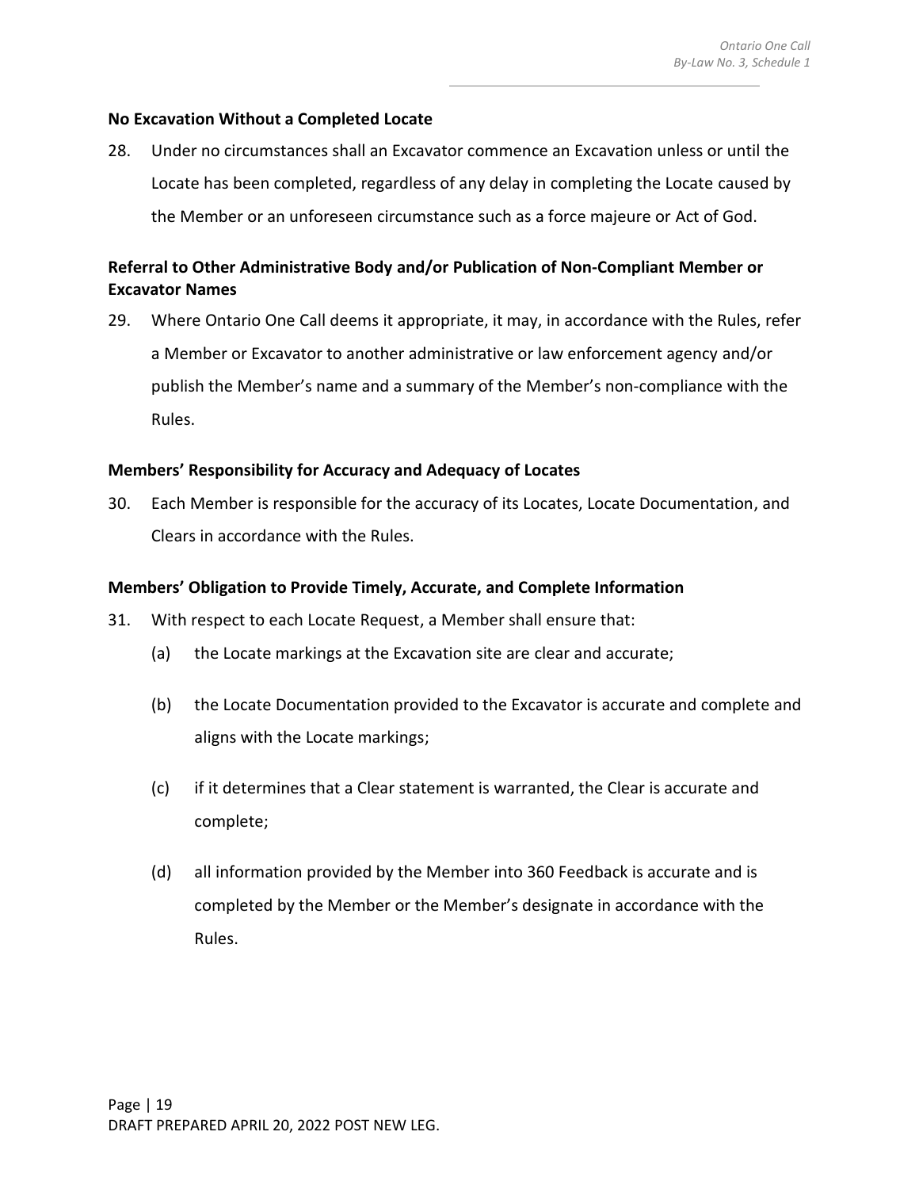**No Excavation Without a Completed Locate**

28. Under no circumstances shall an Excavator commence an Excavation unless or until the Locate has been completed, regardless of any delay in completing the Locate caused by the Member or an unforeseen circumstance such as a force majeure or Act of God.

**Referral to Other Administrative Body and/or Publication of Non-Compliant Member or Excavator Names**

29. Where Ontario One Call deems it appropriate, it may, in accordance with the Rules, refer a Member or Excavator to another administrative or law enforcement agency and/or publish the Member's name and a summary of the Member's non-compliance with the Rules.

**Members' Responsibility for Accuracy and Adequacy of Locates**

30. Each Member is responsible for the accuracy of its Locates, Locate Documentation, and Clears in accordance with the Rules.

**Members' Obligation to Provide Timely, Accurate, and Complete Information**

31. With respect to each Locate Request, a Member shall ensure that:

    (a) the Locate markings at the Excavation site are clear and accurate;

    (b) the Locate Documentation provided to the Excavator is accurate and complete and aligns with the Locate markings;

    (c) if it determines that a Clear statement is warranted, the Clear is accurate and complete;

    (d) all information provided by the Member into 360 Feedback is accurate and is completed by the Member or the Member's designate in accordance with the Rules.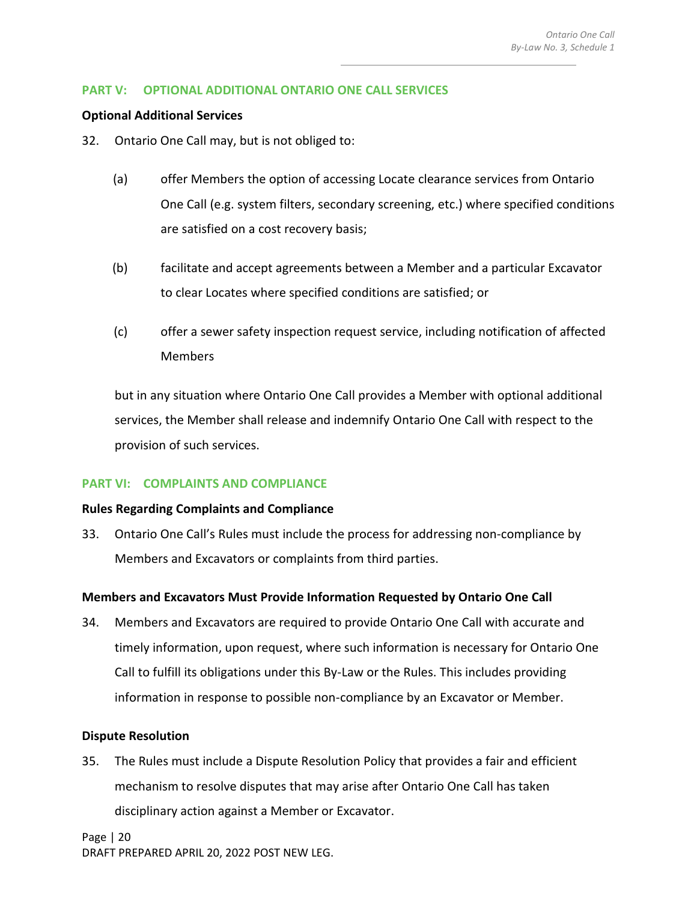## PART V: OPTIONAL ADDITIONAL ONTARIO ONE CALL SERVICES

**Optional Additional Services**

32. Ontario One Call may, but is not obliged to:

    (a) offer Members the option of accessing Locate clearance services from Ontario One Call (e.g. system filters, secondary screening, etc.) where specified conditions are satisfied on a cost recovery basis;

    (b) facilitate and accept agreements between a Member and a particular Excavator to clear Locates where specified conditions are satisfied; or

    (c) offer a sewer safety inspection request service, including notification of affected Members

    but in any situation where Ontario One Call provides a Member with optional additional services, the Member shall release and indemnify Ontario One Call with respect to the provision of such services.

## PART VI: COMPLAINTS AND COMPLIANCE

**Rules Regarding Complaints and Compliance**

33. Ontario One Call's Rules must include the process for addressing non-compliance by Members and Excavators or complaints from third parties.

**Members and Excavators Must Provide Information Requested by Ontario One Call**

34. Members and Excavators are required to provide Ontario One Call with accurate and timely information, upon request, where such information is necessary for Ontario One Call to fulfill its obligations under this By-Law or the Rules. This includes providing information in response to possible non-compliance by an Excavator or Member.

**Dispute Resolution**

35. The Rules must include a Dispute Resolution Policy that provides a fair and efficient mechanism to resolve disputes that may arise after Ontario One Call has taken disciplinary action against a Member or Excavator.

DRAFT PREPARED APRIL 20, 2022 POST NEW LEG.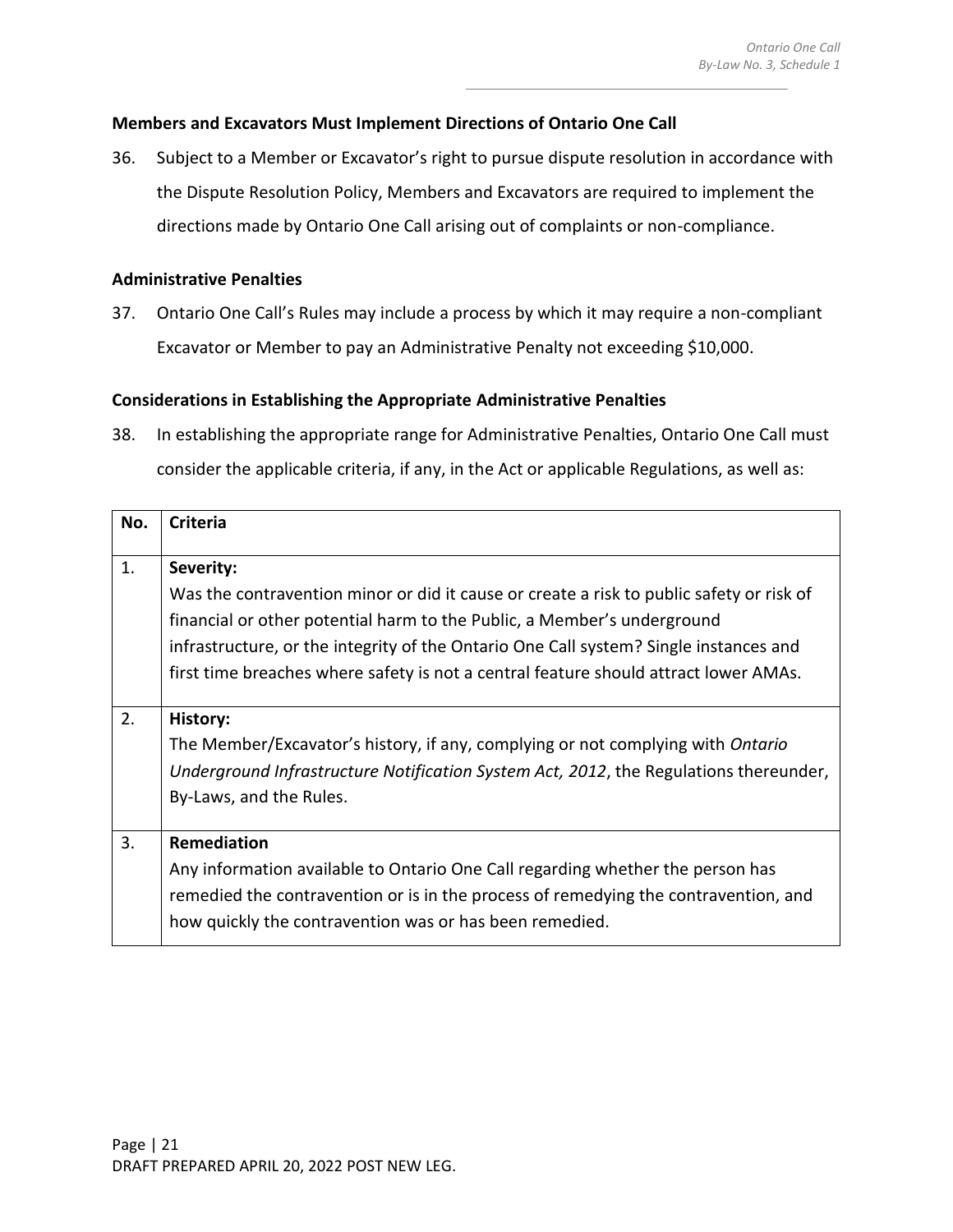### Members and Excavators Must Implement Directions of Ontario One Call

36. Subject to a Member or Excavator's right to pursue dispute resolution in accordance with the Dispute Resolution Policy, Members and Excavators are required to implement the directions made by Ontario One Call arising out of complaints or non-compliance.

### Administrative Penalties

37. Ontario One Call's Rules may include a process by which it may require a non-compliant Excavator or Member to pay an Administrative Penalty not exceeding $10,000.

### Considerations in Establishing the Appropriate Administrative Penalties

38. In establishing the appropriate range for Administrative Penalties, Ontario One Call must consider the applicable criteria, if any, in the Act or applicable Regulations, as well as:

| No. | Criteria |
|---|---|
| 1. | **Severity:**<br>Was the contravention minor or did it cause or create a risk to public safety or risk of financial or other potential harm to the Public, a Member's underground infrastructure, or the integrity of the Ontario One Call system? Single instances and first time breaches where safety is not a central feature should attract lower AMAs. |
| 2. | **History:**<br>The Member/Excavator's history, if any, complying or not complying with *Ontario Underground Infrastructure Notification System Act, 2012*, the Regulations thereunder, By-Laws, and the Rules. |
| 3. | **Remediation**<br>Any information available to Ontario One Call regarding whether the person has remedied the contravention or is in the process of remedying the contravention, and how quickly the contravention was or has been remedied. |

DRAFT PREPARED APRIL 20, 2022 POST NEW LEG.